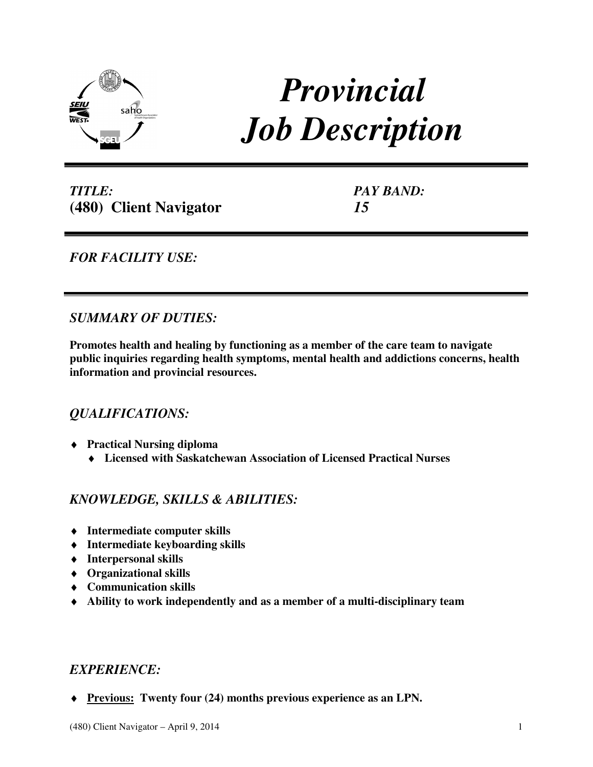# *Provincial Job Description*

***TITLE:***
**(480) Client Navigator**

***PAY BAND:***
***15***

***FOR FACILITY USE:***

## *SUMMARY OF DUTIES:*

**Promotes health and healing by functioning as a member of the care team to navigate public inquiries regarding health symptoms, mental health and addictions concerns, health information and provincial resources.**

## *QUALIFICATIONS:*

- **Practical Nursing diploma**
  - **Licensed with Saskatchewan Association of Licensed Practical Nurses**

## *KNOWLEDGE, SKILLS & ABILITIES:*

- **Intermediate computer skills**
- **Intermediate keyboarding skills**
- **Interpersonal skills**
- **Organizational skills**
- **Communication skills**
- **Ability to work independently and as a member of a multi-disciplinary team**

## *EXPERIENCE:*

- **<u>Previous:</u> Twenty four (24) months previous experience as an LPN.**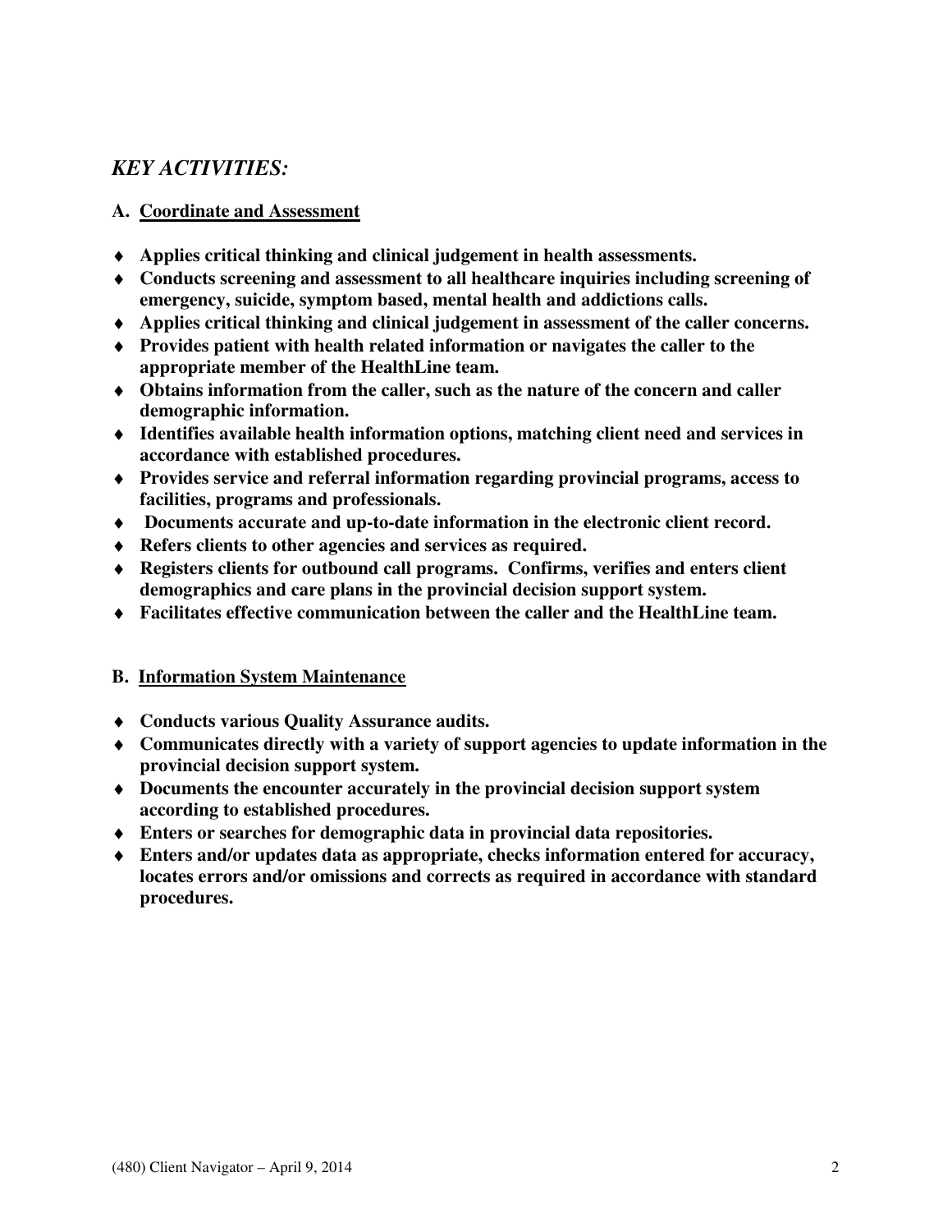## *KEY ACTIVITIES:*

### A. Coordinate and Assessment

- **Applies critical thinking and clinical judgement in health assessments.**
- **Conducts screening and assessment to all healthcare inquiries including screening of emergency, suicide, symptom based, mental health and addictions calls.**
- **Applies critical thinking and clinical judgement in assessment of the caller concerns.**
- **Provides patient with health related information or navigates the caller to the appropriate member of the HealthLine team.**
- **Obtains information from the caller, such as the nature of the concern and caller demographic information.**
- **Identifies available health information options, matching client need and services in accordance with established procedures.**
- **Provides service and referral information regarding provincial programs, access to facilities, programs and professionals.**
- **Documents accurate and up-to-date information in the electronic client record.**
- **Refers clients to other agencies and services as required.**
- **Registers clients for outbound call programs. Confirms, verifies and enters client demographics and care plans in the provincial decision support system.**
- **Facilitates effective communication between the caller and the HealthLine team.**

### B. Information System Maintenance

- **Conducts various Quality Assurance audits.**
- **Communicates directly with a variety of support agencies to update information in the provincial decision support system.**
- **Documents the encounter accurately in the provincial decision support system according to established procedures.**
- **Enters or searches for demographic data in provincial data repositories.**
- **Enters and/or updates data as appropriate, checks information entered for accuracy, locates errors and/or omissions and corrects as required in accordance with standard procedures.**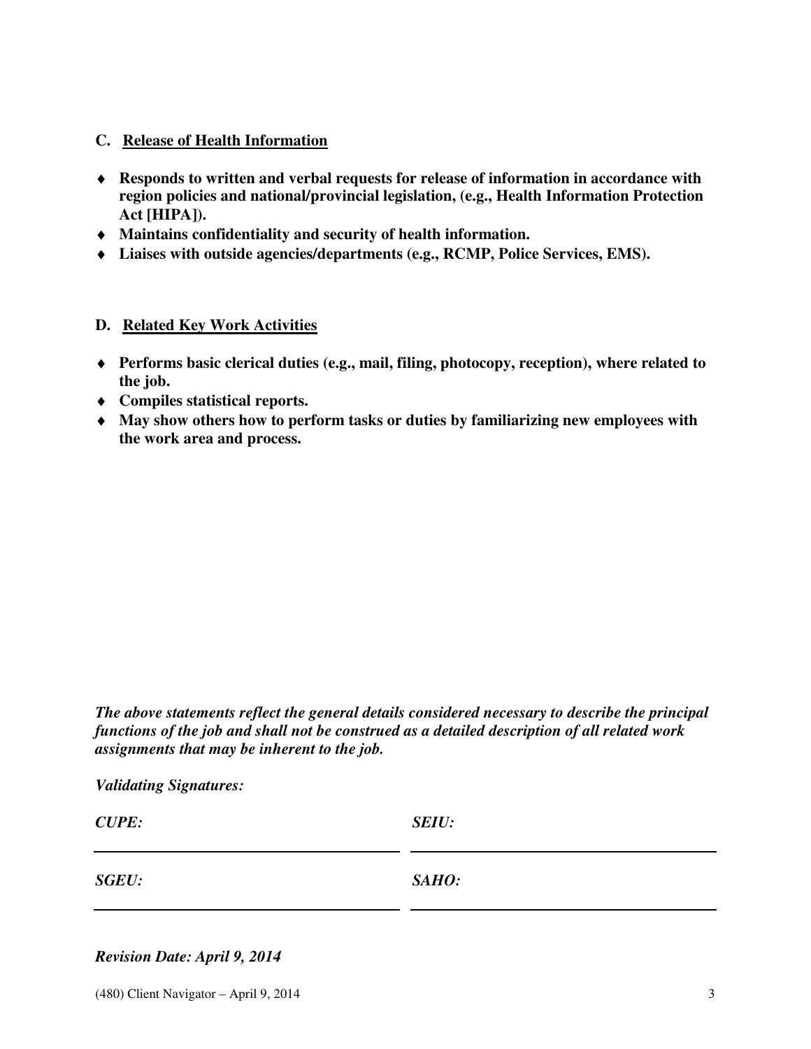### C. Release of Health Information

- **Responds to written and verbal requests for release of information in accordance with region policies and national/provincial legislation, (e.g., Health Information Protection Act [HIPA]).**
- **Maintains confidentiality and security of health information.**
- **Liaises with outside agencies/departments (e.g., RCMP, Police Services, EMS).**

### D. Related Key Work Activities

- **Performs basic clerical duties (e.g., mail, filing, photocopy, reception), where related to the job.**
- **Compiles statistical reports.**
- **May show others how to perform tasks or duties by familiarizing new employees with the work area and process.**

***The above statements reflect the general details considered necessary to describe the principal functions of the job and shall not be construed as a detailed description of all related work assignments that may be inherent to the job.***

***Validating Signatures:***

| | |
|---|---|
| ***CUPE:*** | ***SEIU:*** |
| ***SGEU:*** | ***SAHO:*** |

***Revision Date: April 9, 2014***